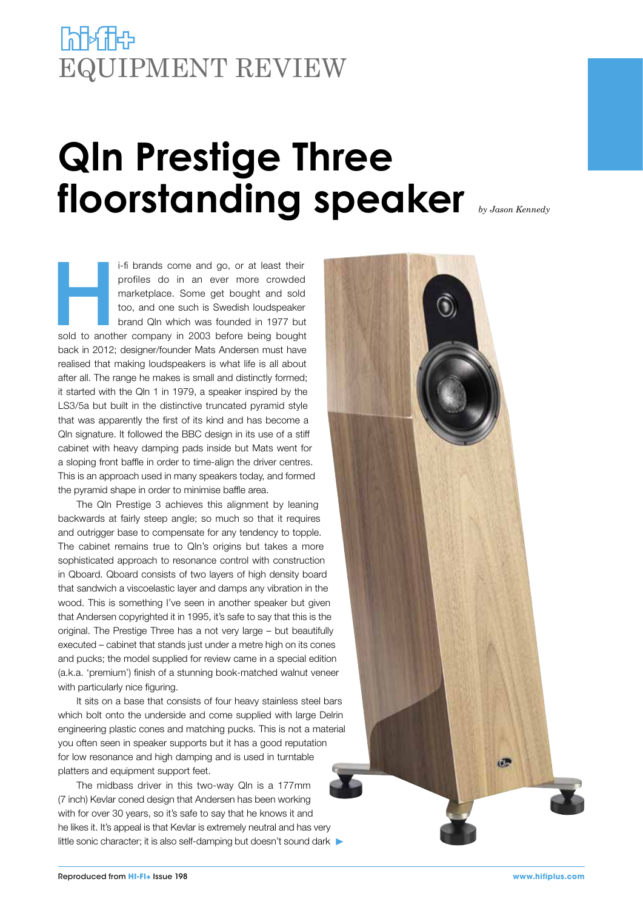# EQUIPMENT REVIEW

# Qln Prestige Three floorstanding speaker

*by Jason Kennedy*

Hi-fi brands come and go, or at least their profiles do in an ever more crowded marketplace. Some get bought and sold too, and one such is Swedish loudspeaker brand Qln which was founded in 1977 but sold to another company in 2003 before being bought back in 2012; designer/founder Mats Andersen must have realised that making loudspeakers is what life is all about after all. The range he makes is small and distinctly formed; it started with the Qln 1 in 1979, a speaker inspired by the LS3/5a but built in the distinctive truncated pyramid style that was apparently the first of its kind and has become a Qln signature. It followed the BBC design in its use of a stiff cabinet with heavy damping pads inside but Mats went for a sloping front baffle in order to time-align the driver centres. This is an approach used in many speakers today, and formed the pyramid shape in order to minimise baffle area.

The Qln Prestige 3 achieves this alignment by leaning backwards at fairly steep angle; so much so that it requires and outrigger base to compensate for any tendency to topple. The cabinet remains true to Qln's origins but takes a more sophisticated approach to resonance control with construction in Qboard. Qboard consists of two layers of high density board that sandwich a viscoelastic layer and damps any vibration in the wood. This is something I've seen in another speaker but given that Andersen copyrighted it in 1995, it's safe to say that this is the original. The Prestige Three has a not very large – but beautifully executed – cabinet that stands just under a metre high on its cones and pucks; the model supplied for review came in a special edition (a.k.a. 'premium') finish of a stunning book-matched walnut veneer with particularly nice figuring.

It sits on a base that consists of four heavy stainless steel bars which bolt onto the underside and come supplied with large Delrin engineering plastic cones and matching pucks. This is not a material you often seen in speaker supports but it has a good reputation for low resonance and high damping and is used in turntable platters and equipment support feet.

The midbass driver in this two-way Qln is a 177mm (7 inch) Kevlar coned design that Andersen has been working with for over 30 years, so it's safe to say that he knows it and he likes it. It's appeal is that Kevlar is extremely neutral and has very little sonic character; it is also self-damping but doesn't sound dark ▶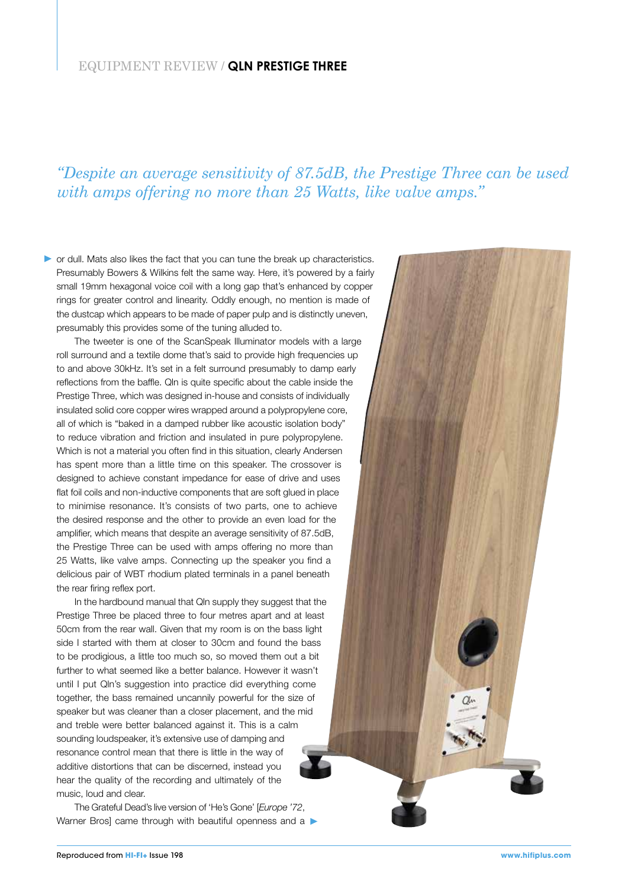*"Despite an average sensitivity of 87.5dB, the Prestige Three can be used with amps offering no more than 25 Watts, like valve amps."*

or dull. Mats also likes the fact that you can tune the break up characteristics. Presumably Bowers & Wilkins felt the same way. Here, it's powered by a fairly small 19mm hexagonal voice coil with a long gap that's enhanced by copper rings for greater control and linearity. Oddly enough, no mention is made of the dustcap which appears to be made of paper pulp and is distinctly uneven, presumably this provides some of the tuning alluded to.

The tweeter is one of the ScanSpeak Illuminator models with a large roll surround and a textile dome that's said to provide high frequencies up to and above 30kHz. It's set in a felt surround presumably to damp early reflections from the baffle. Qln is quite specific about the cable inside the Prestige Three, which was designed in-house and consists of individually insulated solid core copper wires wrapped around a polypropylene core, all of which is "baked in a damped rubber like acoustic isolation body" to reduce vibration and friction and insulated in pure polypropylene. Which is not a material you often find in this situation, clearly Andersen has spent more than a little time on this speaker. The crossover is designed to achieve constant impedance for ease of drive and uses flat foil coils and non-inductive components that are soft glued in place to minimise resonance. It's consists of two parts, one to achieve the desired response and the other to provide an even load for the amplifier, which means that despite an average sensitivity of 87.5dB, the Prestige Three can be used with amps offering no more than 25 Watts, like valve amps. Connecting up the speaker you find a delicious pair of WBT rhodium plated terminals in a panel beneath the rear firing reflex port.

In the hardbound manual that Qln supply they suggest that the Prestige Three be placed three to four metres apart and at least 50cm from the rear wall. Given that my room is on the bass light side I started with them at closer to 30cm and found the bass to be prodigious, a little too much so, so moved them out a bit further to what seemed like a better balance. However it wasn't until I put Qln's suggestion into practice did everything come together, the bass remained uncannily powerful for the size of speaker but was cleaner than a closer placement, and the mid and treble were better balanced against it. This is a calm sounding loudspeaker, it's extensive use of damping and resonance control mean that there is little in the way of additive distortions that can be discerned, instead you hear the quality of the recording and ultimately of the music, loud and clear.

The Grateful Dead's live version of 'He's Gone' [*Europe '72*, Warner Bros] came through with beautiful openness and a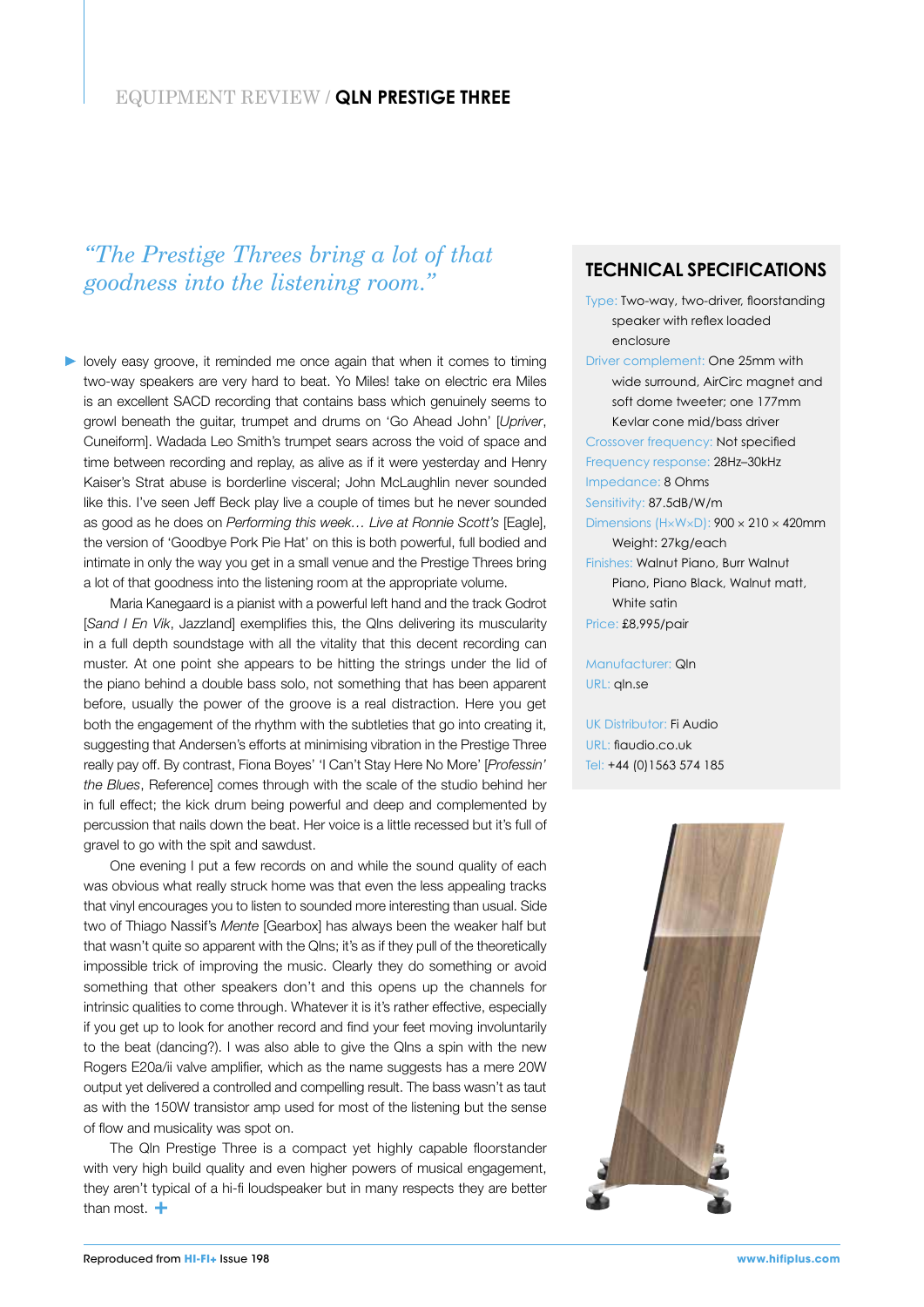> *"The Prestige Threes bring a lot of that goodness into the listening room."*

lovely easy groove, it reminded me once again that when it comes to timing two-way speakers are very hard to beat. Yo Miles! take on electric era Miles is an excellent SACD recording that contains bass which genuinely seems to growl beneath the guitar, trumpet and drums on 'Go Ahead John' [*Upriver*, Cuneiform]. Wadada Leo Smith's trumpet sears across the void of space and time between recording and replay, as alive as if it were yesterday and Henry Kaiser's Strat abuse is borderline visceral; John McLaughlin never sounded like this. I've seen Jeff Beck play live a couple of times but he never sounded as good as he does on *Performing this week… Live at Ronnie Scott's* [Eagle], the version of 'Goodbye Pork Pie Hat' on this is both powerful, full bodied and intimate in only the way you get in a small venue and the Prestige Threes bring a lot of that goodness into the listening room at the appropriate volume.

Maria Kanegaard is a pianist with a powerful left hand and the track Godrot [*Sand I En Vik*, Jazzland] exemplifies this, the Qlns delivering its muscularity in a full depth soundstage with all the vitality that this decent recording can muster. At one point she appears to be hitting the strings under the lid of the piano behind a double bass solo, not something that has been apparent before, usually the power of the groove is a real distraction. Here you get both the engagement of the rhythm with the subtleties that go into creating it, suggesting that Andersen's efforts at minimising vibration in the Prestige Three really pay off. By contrast, Fiona Boyes' 'I Can't Stay Here No More' [*Professin' the Blues*, Reference] comes through with the scale of the studio behind her in full effect; the kick drum being powerful and deep and complemented by percussion that nails down the beat. Her voice is a little recessed but it's full of gravel to go with the spit and sawdust.

One evening I put a few records on and while the sound quality of each was obvious what really struck home was that even the less appealing tracks that vinyl encourages you to listen to sounded more interesting than usual. Side two of Thiago Nassif's *Mente* [Gearbox] has always been the weaker half but that wasn't quite so apparent with the Qlns; it's as if they pull of the theoretically impossible trick of improving the music. Clearly they do something or avoid something that other speakers don't and this opens up the channels for intrinsic qualities to come through. Whatever it is it's rather effective, especially if you get up to look for another record and find your feet moving involuntarily to the beat (dancing?). I was also able to give the Qlns a spin with the new Rogers E20a/ii valve amplifier, which as the name suggests has a mere 20W output yet delivered a controlled and compelling result. The bass wasn't as taut as with the 150W transistor amp used for most of the listening but the sense of flow and musicality was spot on.

The Qln Prestige Three is a compact yet highly capable floorstander with very high build quality and even higher powers of musical engagement, they aren't typical of a hi-fi loudspeaker but in many respects they are better than most. +

## TECHNICAL SPECIFICATIONS

Type: Two-way, two-driver, floorstanding speaker with reflex loaded enclosure

Driver complement: One 25mm with wide surround, AirCirc magnet and soft dome tweeter; one 177mm Kevlar cone mid/bass driver

Crossover frequency: Not specified

Frequency response: 28Hz–30kHz

Impedance: 8 Ohms

Sensitivity: 87.5dB/W/m

Dimensions (H×W×D): 900 × 210 × 420mm

Weight: 27kg/each

Finishes: Walnut Piano, Burr Walnut Piano, Piano Black, Walnut matt, White satin

Price: £8,995/pair

Manufacturer: Qln

URL: qln.se

UK Distributor: Fi Audio

URL: fiaudio.co.uk

Tel: +44 (0)1563 574 185